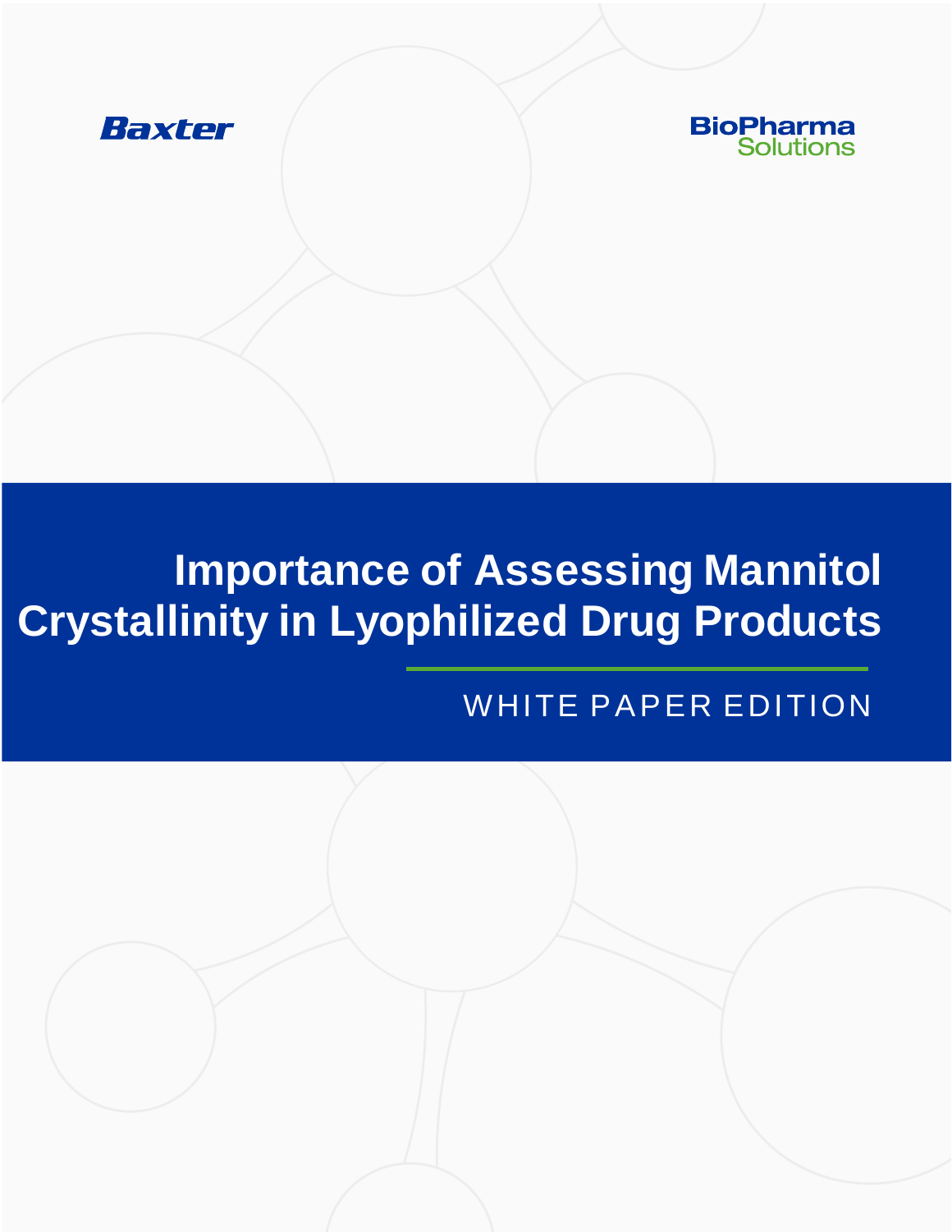Baxter

BioPharma Solutions

# Importance of Assessing Mannitol Crystallinity in Lyophilized Drug Products

WHITE PAPER EDITION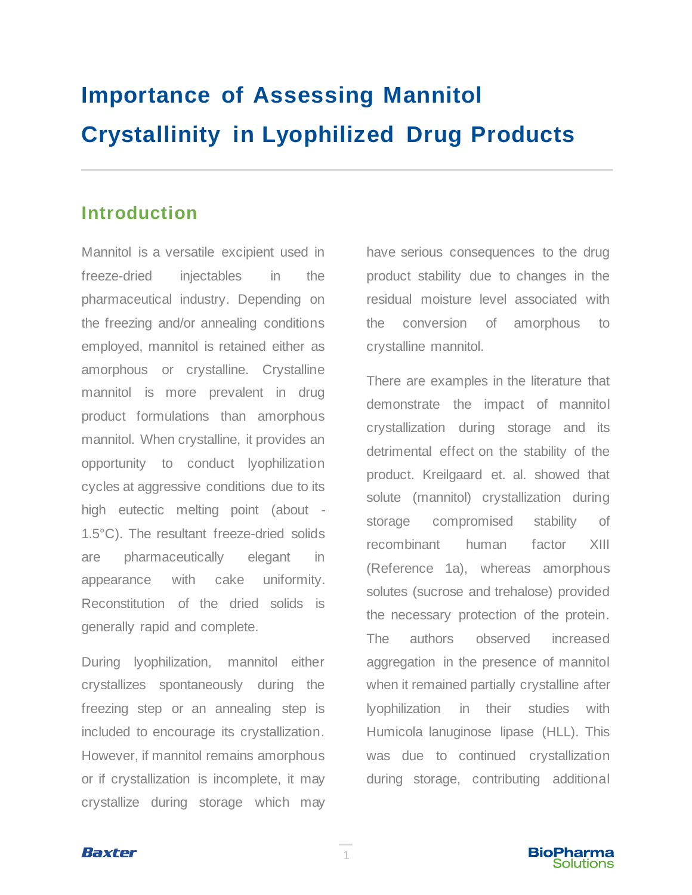# Importance of Assessing Mannitol Crystallinity in Lyophilized Drug Products

## Introduction

Mannitol is a versatile excipient used in freeze-dried injectables in the pharmaceutical industry. Depending on the freezing and/or annealing conditions employed, mannitol is retained either as amorphous or crystalline. Crystalline mannitol is more prevalent in drug product formulations than amorphous mannitol. When crystalline, it provides an opportunity to conduct lyophilization cycles at aggressive conditions due to its high eutectic melting point (about -1.5°C). The resultant freeze-dried solids are pharmaceutically elegant in appearance with cake uniformity. Reconstitution of the dried solids is generally rapid and complete.

During lyophilization, mannitol either crystallizes spontaneously during the freezing step or an annealing step is included to encourage its crystallization. However, if mannitol remains amorphous or if crystallization is incomplete, it may crystallize during storage which may have serious consequences to the drug product stability due to changes in the residual moisture level associated with the conversion of amorphous to crystalline mannitol.

There are examples in the literature that demonstrate the impact of mannitol crystallization during storage and its detrimental effect on the stability of the product. Kreilgaard et. al. showed that solute (mannitol) crystallization during storage compromised stability of recombinant human factor XIII (Reference 1a), whereas amorphous solutes (sucrose and trehalose) provided the necessary protection of the protein. The authors observed increased aggregation in the presence of mannitol when it remained partially crystalline after lyophilization in their studies with Humicola lanuginose lipase (HLL). This was due to continued crystallization during storage, contributing additional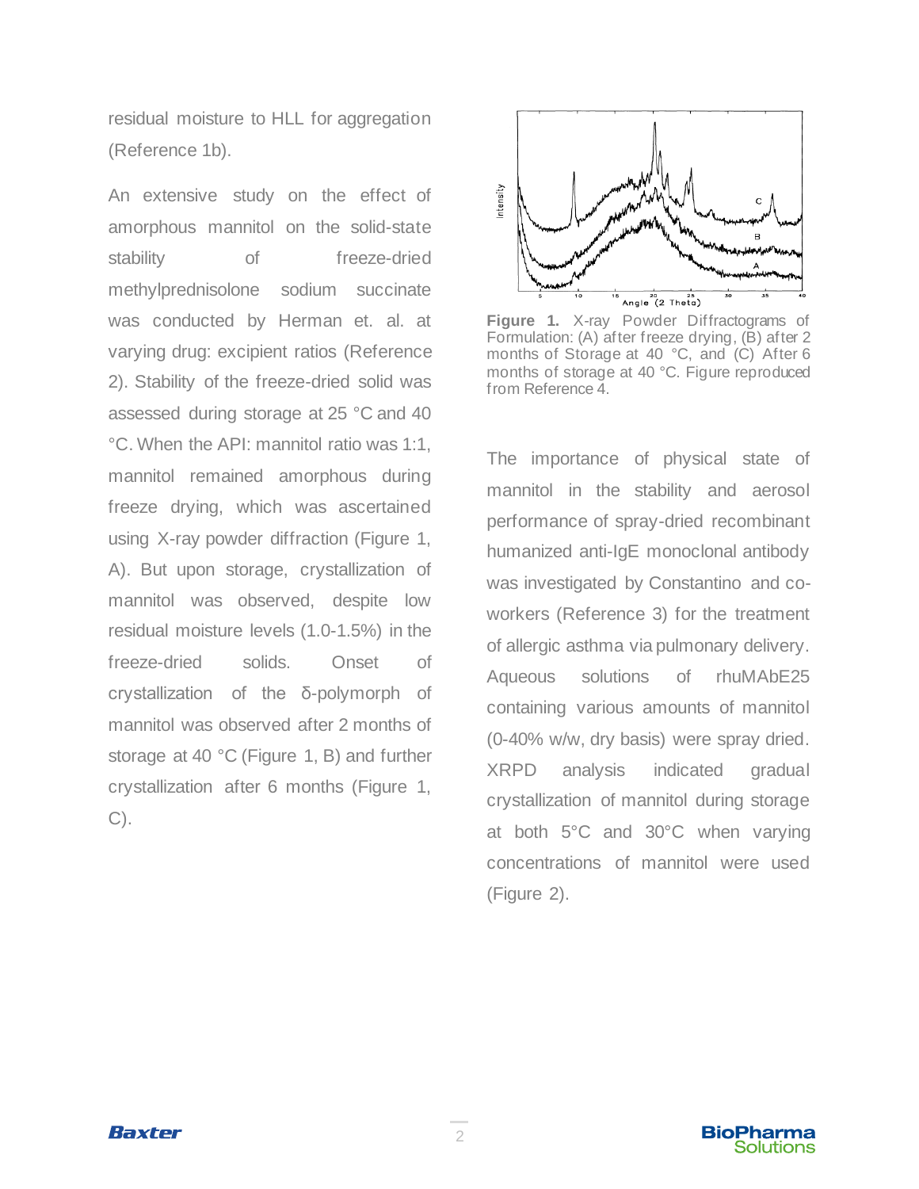residual moisture to HLL for aggregation (Reference 1b).

An extensive study on the effect of amorphous mannitol on the solid-state stability of freeze-dried methylprednisolone sodium succinate was conducted by Herman et. al. at varying drug: excipient ratios (Reference 2). Stability of the freeze-dried solid was assessed during storage at 25 °C and 40 °C. When the API: mannitol ratio was 1:1, mannitol remained amorphous during freeze drying, which was ascertained using X-ray powder diffraction (Figure 1, A). But upon storage, crystallization of mannitol was observed, despite low residual moisture levels (1.0-1.5%) in the freeze-dried solids. Onset of crystallization of the δ-polymorph of mannitol was observed after 2 months of storage at 40 °C (Figure 1, B) and further crystallization after 6 months (Figure 1, C).

**Figure 1.** X-ray Powder Diffractograms of Formulation: (A) after freeze drying, (B) after 2 months of Storage at 40 °C, and (C) After 6 months of storage at 40 °C. Figure reproduced from Reference 4.

The importance of physical state of mannitol in the stability and aerosol performance of spray-dried recombinant humanized anti-IgE monoclonal antibody was investigated by Constantino and co-workers (Reference 3) for the treatment of allergic asthma via pulmonary delivery. Aqueous solutions of rhuMAbE25 containing various amounts of mannitol (0-40% w/w, dry basis) were spray dried. XRPD analysis indicated gradual crystallization of mannitol during storage at both 5°C and 30°C when varying concentrations of mannitol were used (Figure 2).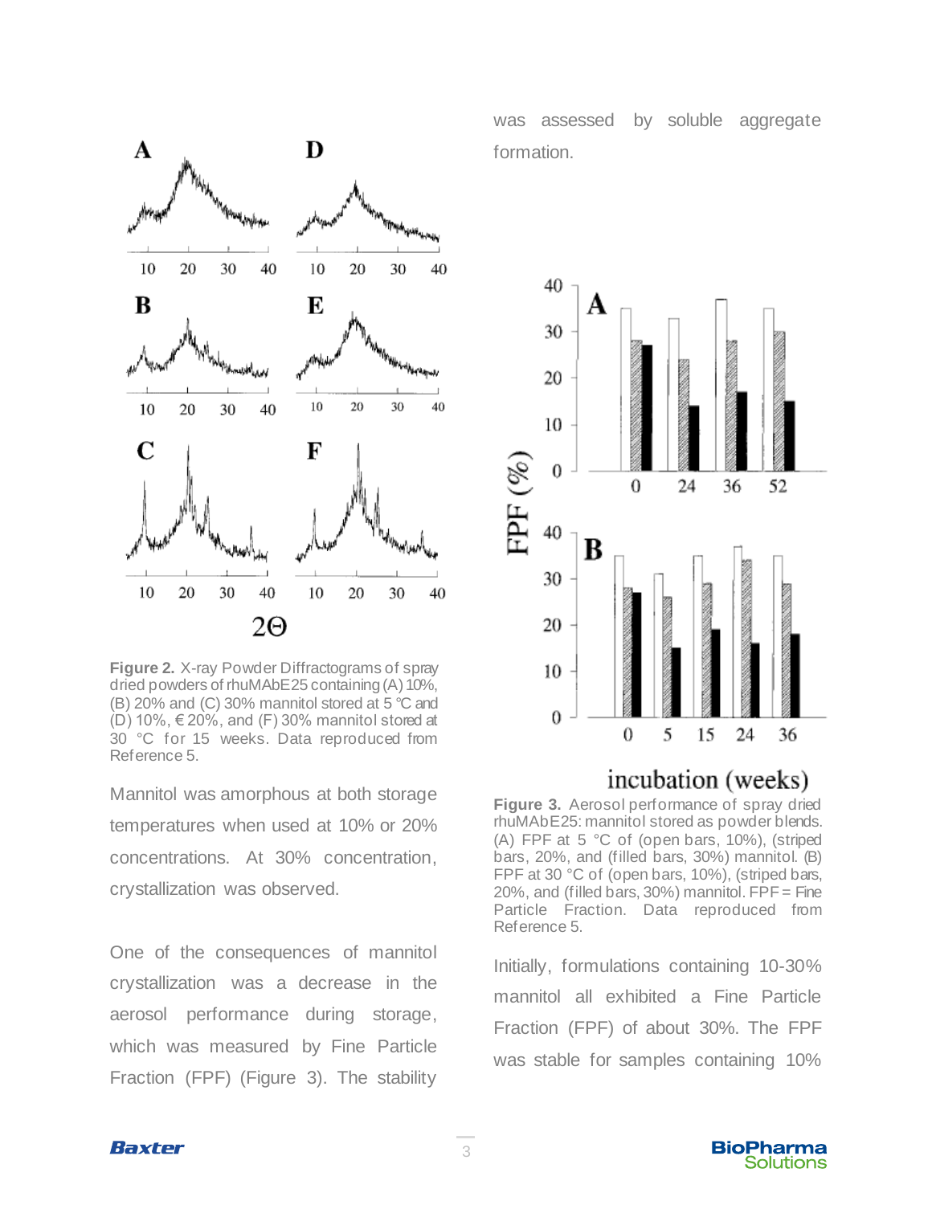Figure 2. X-ray Powder Diffractograms of spray dried powders of rhuMAbE25 containing (A) 10%, (B) 20% and (C) 30% mannitol stored at 5 °C and (D) 10%, € 20%, and (F) 30% mannitol stored at 30 °C for 15 weeks. Data reproduced from Reference 5.

Mannitol was amorphous at both storage temperatures when used at 10% or 20% concentrations. At 30% concentration, crystallization was observed.

One of the consequences of mannitol crystallization was a decrease in the aerosol performance during storage, which was measured by Fine Particle Fraction (FPF) (Figure 3). The stability was assessed by soluble aggregate formation.

Figure 3. Aerosol performance of spray dried rhuMAbE25: mannitol stored as powder blends. (A) FPF at 5 °C of (open bars, 10%), (striped bars, 20%, and (filled bars, 30%) mannitol. (B) FPF at 30 °C of (open bars, 10%), (striped bars, 20%, and (filled bars, 30%) mannitol. FPF = Fine Particle Fraction. Data reproduced from Reference 5.

Initially, formulations containing 10-30% mannitol all exhibited a Fine Particle Fraction (FPF) of about 30%. The FPF was stable for samples containing 10%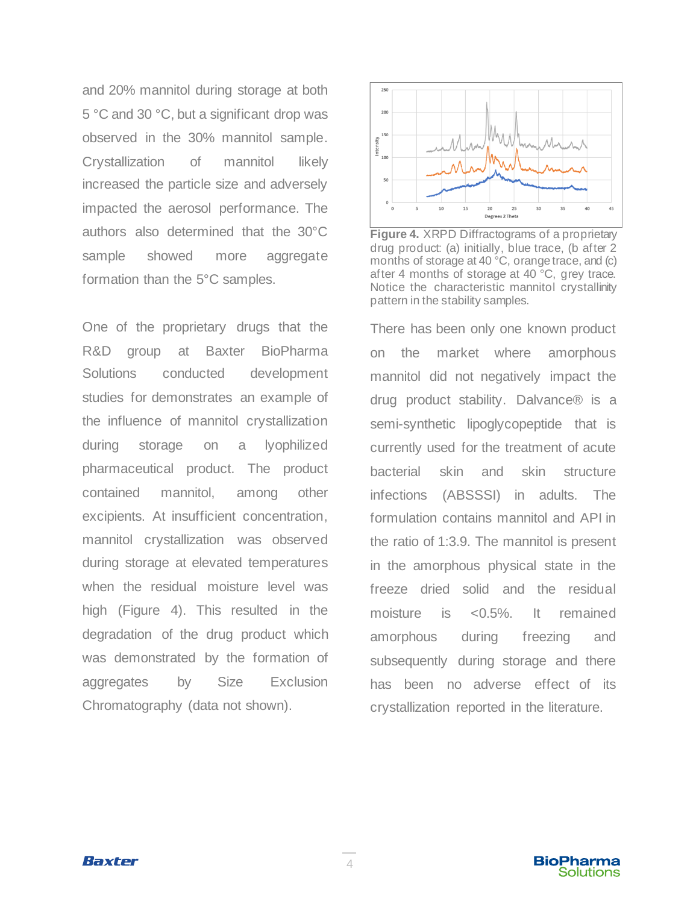and 20% mannitol during storage at both 5 °C and 30 °C, but a significant drop was observed in the 30% mannitol sample. Crystallization of mannitol likely increased the particle size and adversely impacted the aerosol performance. The authors also determined that the 30°C sample showed more aggregate formation than the 5°C samples.

One of the proprietary drugs that the R&D group at Baxter BioPharma Solutions conducted development studies for demonstrates an example of the influence of mannitol crystallization during storage on a lyophilized pharmaceutical product. The product contained mannitol, among other excipients. At insufficient concentration, mannitol crystallization was observed during storage at elevated temperatures when the residual moisture level was high (Figure 4). This resulted in the degradation of the drug product which was demonstrated by the formation of aggregates by Size Exclusion Chromatography (data not shown).

**Figure 4.** XRPD Diffractograms of a proprietary drug product: (a) initially, blue trace, (b after 2 months of storage at 40 °C, orange trace, and (c) after 4 months of storage at 40 °C, grey trace. Notice the characteristic mannitol crystallinity pattern in the stability samples.

There has been only one known product on the market where amorphous mannitol did not negatively impact the drug product stability. Dalvance® is a semi-synthetic lipoglycopeptide that is currently used for the treatment of acute bacterial skin and skin structure infections (ABSSSI) in adults. The formulation contains mannitol and API in the ratio of 1:3.9. The mannitol is present in the amorphous physical state in the freeze dried solid and the residual moisture is <0.5%. It remained amorphous during freezing and subsequently during storage and there has been no adverse effect of its crystallization reported in the literature.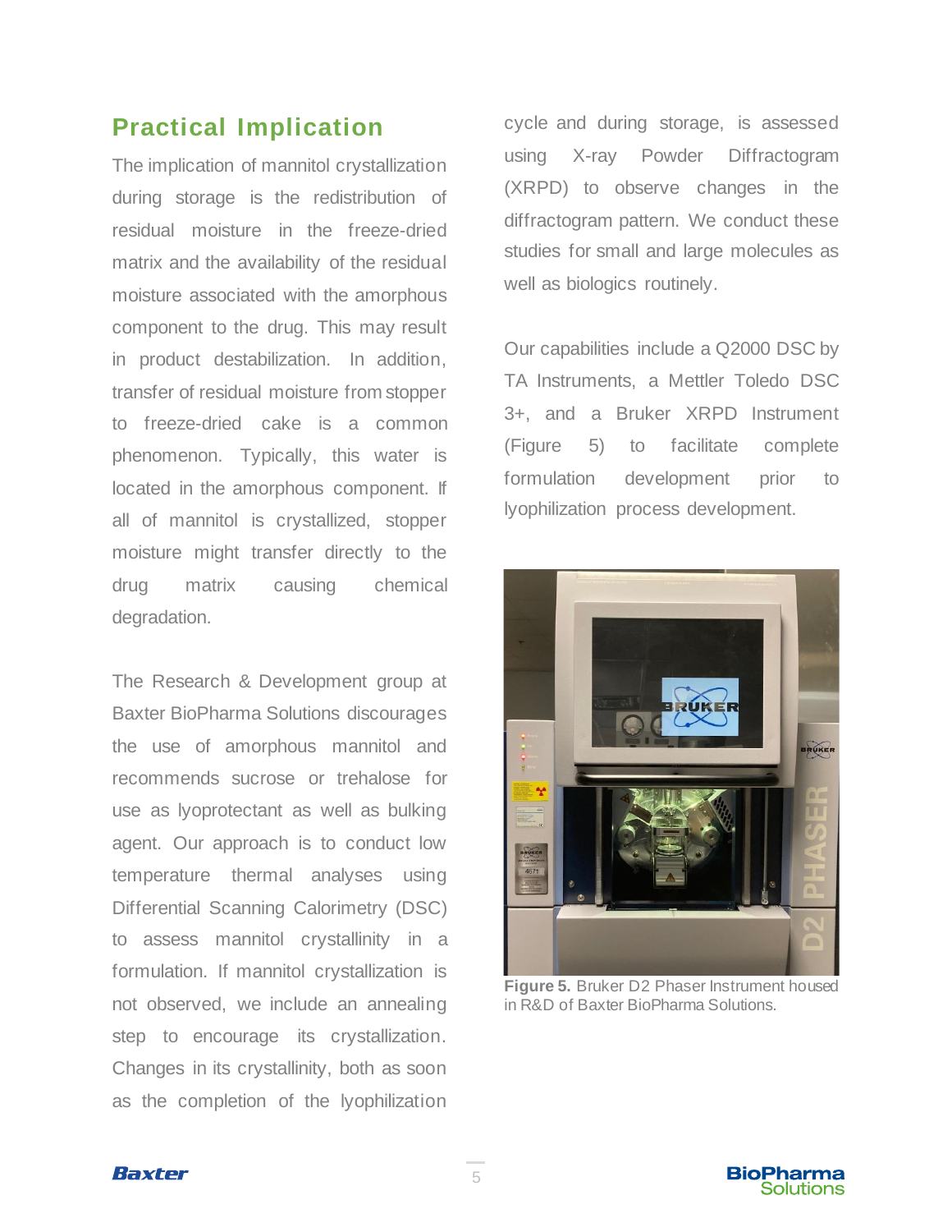## Practical Implication

The implication of mannitol crystallization during storage is the redistribution of residual moisture in the freeze-dried matrix and the availability of the residual moisture associated with the amorphous component to the drug. This may result in product destabilization. In addition, transfer of residual moisture from stopper to freeze-dried cake is a common phenomenon. Typically, this water is located in the amorphous component. If all of mannitol is crystallized, stopper moisture might transfer directly to the drug matrix causing chemical degradation.

The Research & Development group at Baxter BioPharma Solutions discourages the use of amorphous mannitol and recommends sucrose or trehalose for use as lyoprotectant as well as bulking agent. Our approach is to conduct low temperature thermal analyses using Differential Scanning Calorimetry (DSC) to assess mannitol crystallinity in a formulation. If mannitol crystallization is not observed, we include an annealing step to encourage its crystallization. Changes in its crystallinity, both as soon as the completion of the lyophilization cycle and during storage, is assessed using X-ray Powder Diffractogram (XRPD) to observe changes in the diffractogram pattern. We conduct these studies for small and large molecules as well as biologics routinely.

Our capabilities include a Q2000 DSC by TA Instruments, a Mettler Toledo DSC 3+, and a Bruker XRPD Instrument (Figure 5) to facilitate complete formulation development prior to lyophilization process development.

**Figure 5.** Bruker D2 Phaser Instrument housed in R&D of Baxter BioPharma Solutions.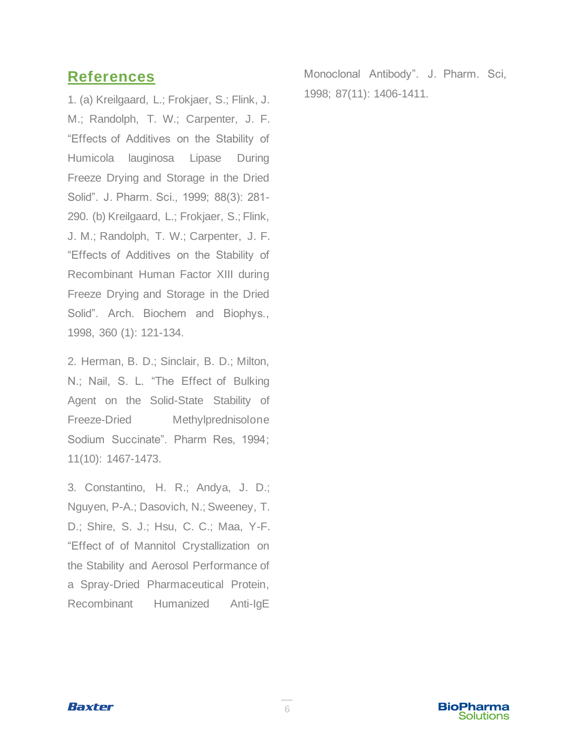## References

1. (a) Kreilgaard, L.; Frokjaer, S.; Flink, J. M.; Randolph, T. W.; Carpenter, J. F. "Effects of Additives on the Stability of Humicola lauginosa Lipase During Freeze Drying and Storage in the Dried Solid". J. Pharm. Sci., 1999; 88(3): 281-290. (b) Kreilgaard, L.; Frokjaer, S.; Flink, J. M.; Randolph, T. W.; Carpenter, J. F. "Effects of Additives on the Stability of Recombinant Human Factor XIII during Freeze Drying and Storage in the Dried Solid". Arch. Biochem and Biophys., 1998, 360 (1): 121-134.

2. Herman, B. D.; Sinclair, B. D.; Milton, N.; Nail, S. L. "The Effect of Bulking Agent on the Solid-State Stability of Freeze-Dried Methylprednisolone Sodium Succinate". Pharm Res, 1994; 11(10): 1467-1473.

3. Constantino, H. R.; Andya, J. D.; Nguyen, P-A.; Dasovich, N.; Sweeney, T. D.; Shire, S. J.; Hsu, C. C.; Maa, Y-F. "Effect of of Mannitol Crystallization on the Stability and Aerosol Performance of a Spray-Dried Pharmaceutical Protein, Recombinant Humanized Anti-IgE Monoclonal Antibody". J. Pharm. Sci, 1998; 87(11): 1406-1411.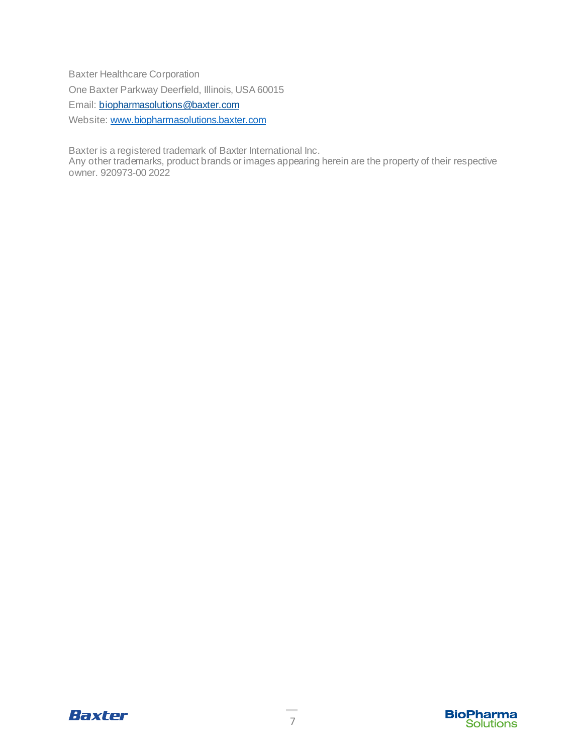Baxter Healthcare Corporation

One Baxter Parkway Deerfield, Illinois, USA 60015

Email: [biopharmasolutions@baxter.com](mailto:biopharmasolutions@baxter.com)

Website: [www.biopharmasolutions.baxter.com](http://www.biopharmasolutions.baxter.com)

Baxter is a registered trademark of Baxter International Inc.
Any other trademarks, product brands or images appearing herein are the property of their respective owner. 920973-00 2022